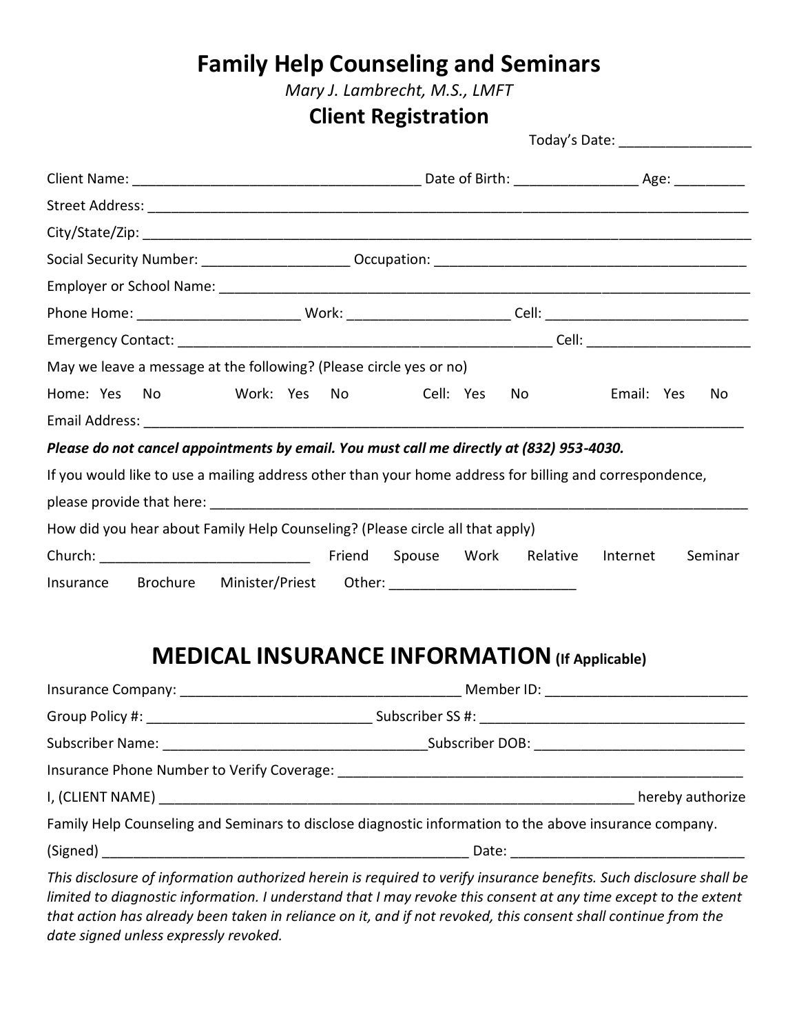# Family Help Counseling and Seminars

*Mary J. Lambrecht, M.S., LMFT*

## Client Registration

Today's Date: _________________

Client Name: ____________________________________ Date of Birth: _______________ Age: _________

Street Address: ____________________________________________________________________________

City/State/Zip: _____________________________________________________________________________

Social Security Number: __________________ Occupation: ________________________________________

Employer or School Name: ____________________________________________________________________

Phone Home: ____________________ Work: ____________________ Cell: __________________________

Emergency Contact: _______________________________________________ Cell: _____________________

May we leave a message at the following? (Please circle yes or no)

Home: Yes No Work: Yes No Cell: Yes No Email: Yes No

Email Address: ____________________________________________________________________________

***Please do not cancel appointments by email. You must call me directly at (832) 953-4030.***

If you would like to use a mailing address other than your home address for billing and correspondence, please provide that here: _____________________________________________________________________

How did you hear about Family Help Counseling? (Please circle all that apply)

Church: __________________________ Friend Spouse Work Relative Internet Seminar

Insurance Brochure Minister/Priest Other: _______________________

## MEDICAL INSURANCE INFORMATION (If Applicable)

Insurance Company: ___________________________________ Member ID: __________________________

Group Policy #: ____________________________ Subscriber SS #: _________________________________

Subscriber Name: ________________________________Subscriber DOB: ___________________________

Insurance Phone Number to Verify Coverage: ___________________________________________________

I, (CLIENT NAME) ___________________________________________________________ hereby authorize Family Help Counseling and Seminars to disclose diagnostic information to the above insurance company.

(Signed) _______________________________________________ Date: ____________________________

*This disclosure of information authorized herein is required to verify insurance benefits. Such disclosure shall be limited to diagnostic information. I understand that I may revoke this consent at any time except to the extent that action has already been taken in reliance on it, and if not revoked, this consent shall continue from the date signed unless expressly revoked.*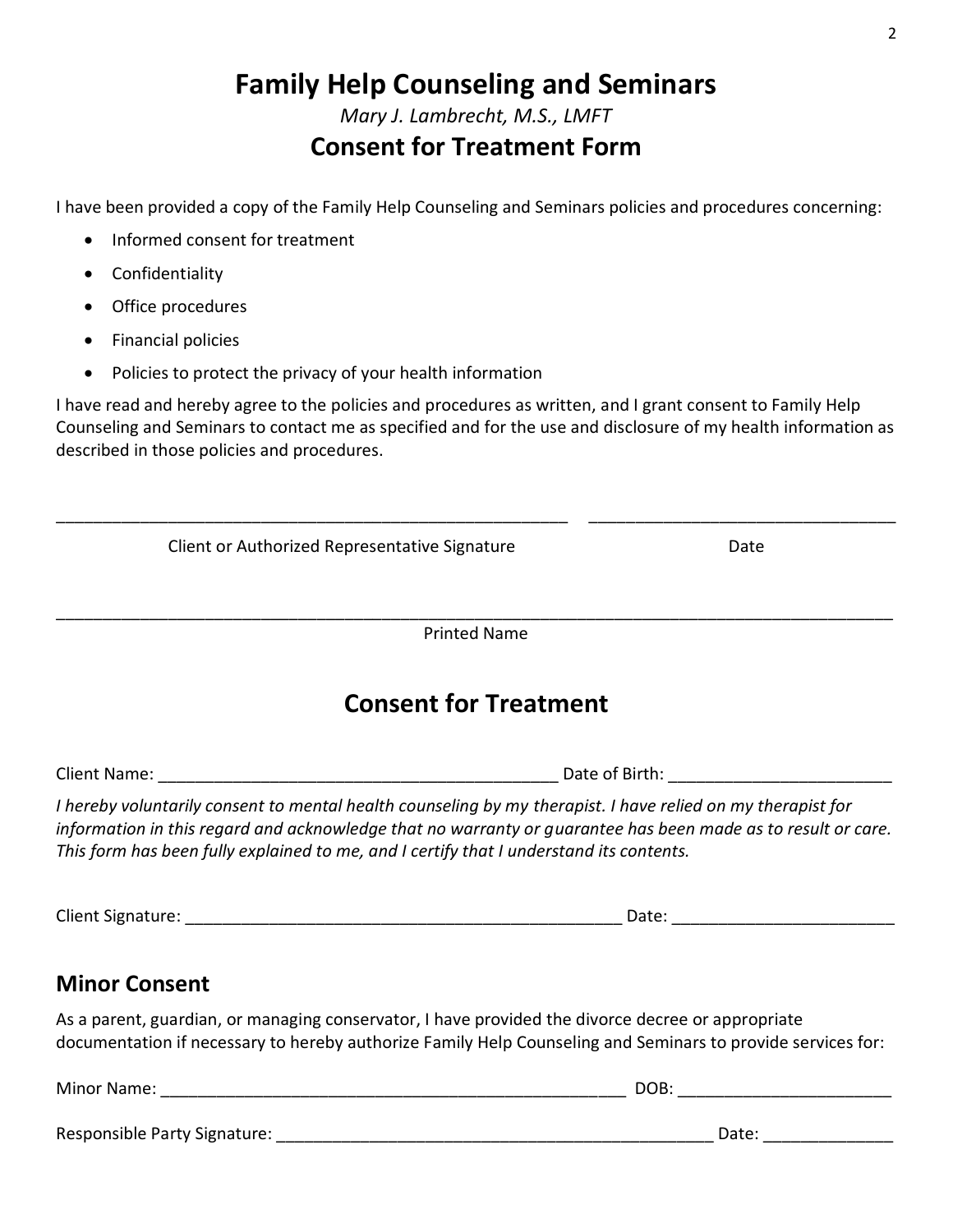# Family Help Counseling and Seminars

*Mary J. Lambrecht, M.S., LMFT*

## Consent for Treatment Form

I have been provided a copy of the Family Help Counseling and Seminars policies and procedures concerning:

- Informed consent for treatment
- Confidentiality
- Office procedures
- Financial policies
- Policies to protect the privacy of your health information

I have read and hereby agree to the policies and procedures as written, and I grant consent to Family Help Counseling and Seminars to contact me as specified and for the use and disclosure of my health information as described in those policies and procedures.

_______________________________________________________ ________________________________

Client or Authorized Representative Signature Date

_____________________________________________________________________________________________

Printed Name

## Consent for Treatment

Client Name: ___________________________________________ Date of Birth: ________________________

*I hereby voluntarily consent to mental health counseling by my therapist. I have relied on my therapist for information in this regard and acknowledge that no warranty or guarantee has been made as to result or care. This form has been fully explained to me, and I certify that I understand its contents.*

Client Signature: ________________________________________________ Date: ________________________

### Minor Consent

As a parent, guardian, or managing conservator, I have provided the divorce decree or appropriate documentation if necessary to hereby authorize Family Help Counseling and Seminars to provide services for:

Minor Name: ___________________________________________________ DOB: _______________________

Responsible Party Signature: ________________________________________________ Date: ______________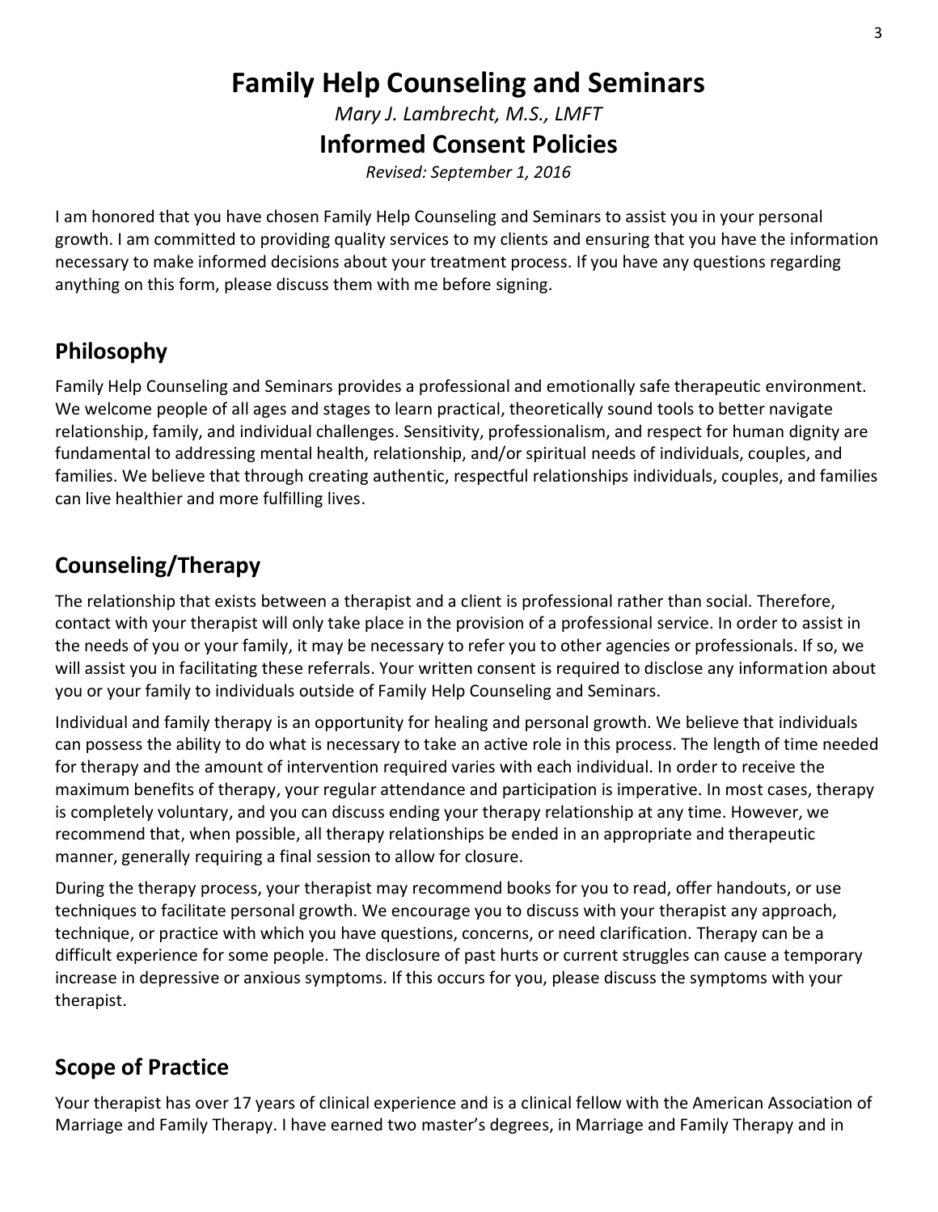# Family Help Counseling and Seminars

*Mary J. Lambrecht, M.S., LMFT*

## Informed Consent Policies

*Revised: September 1, 2016*

I am honored that you have chosen Family Help Counseling and Seminars to assist you in your personal growth. I am committed to providing quality services to my clients and ensuring that you have the information necessary to make informed decisions about your treatment process. If you have any questions regarding anything on this form, please discuss them with me before signing.

## Philosophy

Family Help Counseling and Seminars provides a professional and emotionally safe therapeutic environment. We welcome people of all ages and stages to learn practical, theoretically sound tools to better navigate relationship, family, and individual challenges. Sensitivity, professionalism, and respect for human dignity are fundamental to addressing mental health, relationship, and/or spiritual needs of individuals, couples, and families. We believe that through creating authentic, respectful relationships individuals, couples, and families can live healthier and more fulfilling lives.

## Counseling/Therapy

The relationship that exists between a therapist and a client is professional rather than social. Therefore, contact with your therapist will only take place in the provision of a professional service. In order to assist in the needs of you or your family, it may be necessary to refer you to other agencies or professionals. If so, we will assist you in facilitating these referrals. Your written consent is required to disclose any information about you or your family to individuals outside of Family Help Counseling and Seminars.

Individual and family therapy is an opportunity for healing and personal growth. We believe that individuals can possess the ability to do what is necessary to take an active role in this process. The length of time needed for therapy and the amount of intervention required varies with each individual. In order to receive the maximum benefits of therapy, your regular attendance and participation is imperative. In most cases, therapy is completely voluntary, and you can discuss ending your therapy relationship at any time. However, we recommend that, when possible, all therapy relationships be ended in an appropriate and therapeutic manner, generally requiring a final session to allow for closure.

During the therapy process, your therapist may recommend books for you to read, offer handouts, or use techniques to facilitate personal growth. We encourage you to discuss with your therapist any approach, technique, or practice with which you have questions, concerns, or need clarification. Therapy can be a difficult experience for some people. The disclosure of past hurts or current struggles can cause a temporary increase in depressive or anxious symptoms. If this occurs for you, please discuss the symptoms with your therapist.

## Scope of Practice

Your therapist has over 17 years of clinical experience and is a clinical fellow with the American Association of Marriage and Family Therapy. I have earned two master's degrees, in Marriage and Family Therapy and in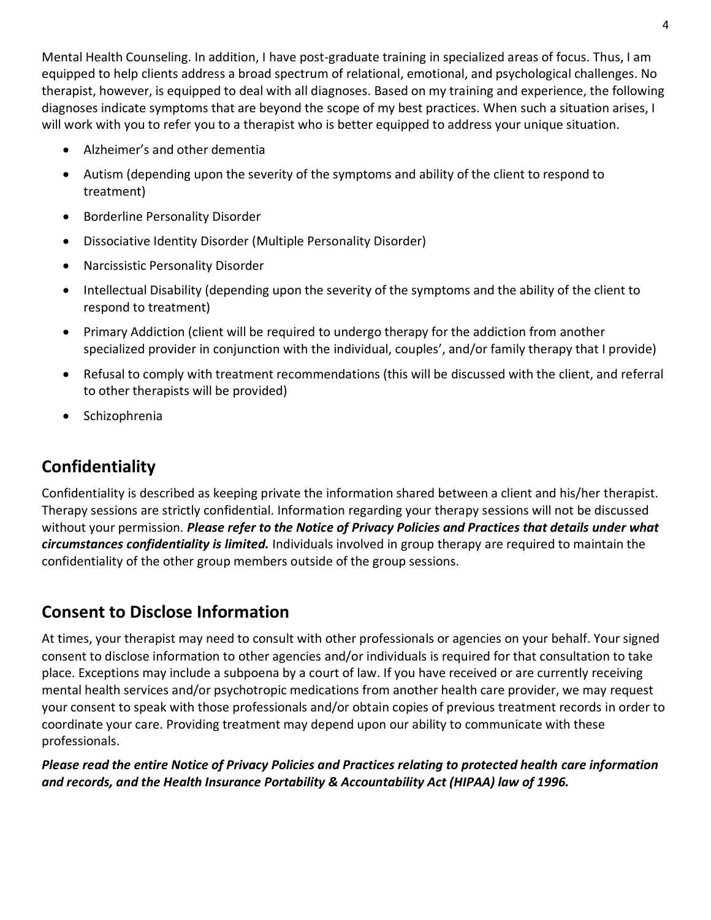Mental Health Counseling. In addition, I have post-graduate training in specialized areas of focus. Thus, I am equipped to help clients address a broad spectrum of relational, emotional, and psychological challenges. No therapist, however, is equipped to deal with all diagnoses. Based on my training and experience, the following diagnoses indicate symptoms that are beyond the scope of my best practices. When such a situation arises, I will work with you to refer you to a therapist who is better equipped to address your unique situation.

- Alzheimer's and other dementia
- Autism (depending upon the severity of the symptoms and ability of the client to respond to treatment)
- Borderline Personality Disorder
- Dissociative Identity Disorder (Multiple Personality Disorder)
- Narcissistic Personality Disorder
- Intellectual Disability (depending upon the severity of the symptoms and the ability of the client to respond to treatment)
- Primary Addiction (client will be required to undergo therapy for the addiction from another specialized provider in conjunction with the individual, couples', and/or family therapy that I provide)
- Refusal to comply with treatment recommendations (this will be discussed with the client, and referral to other therapists will be provided)
- Schizophrenia

## Confidentiality

Confidentiality is described as keeping private the information shared between a client and his/her therapist. Therapy sessions are strictly confidential. Information regarding your therapy sessions will not be discussed without your permission. ***Please refer to the Notice of Privacy Policies and Practices that details under what circumstances confidentiality is limited.*** Individuals involved in group therapy are required to maintain the confidentiality of the other group members outside of the group sessions.

## Consent to Disclose Information

At times, your therapist may need to consult with other professionals or agencies on your behalf. Your signed consent to disclose information to other agencies and/or individuals is required for that consultation to take place. Exceptions may include a subpoena by a court of law. If you have received or are currently receiving mental health services and/or psychotropic medications from another health care provider, we may request your consent to speak with those professionals and/or obtain copies of previous treatment records in order to coordinate your care. Providing treatment may depend upon our ability to communicate with these professionals.

***Please read the entire Notice of Privacy Policies and Practices relating to protected health care information and records, and the Health Insurance Portability & Accountability Act (HIPAA) law of 1996.***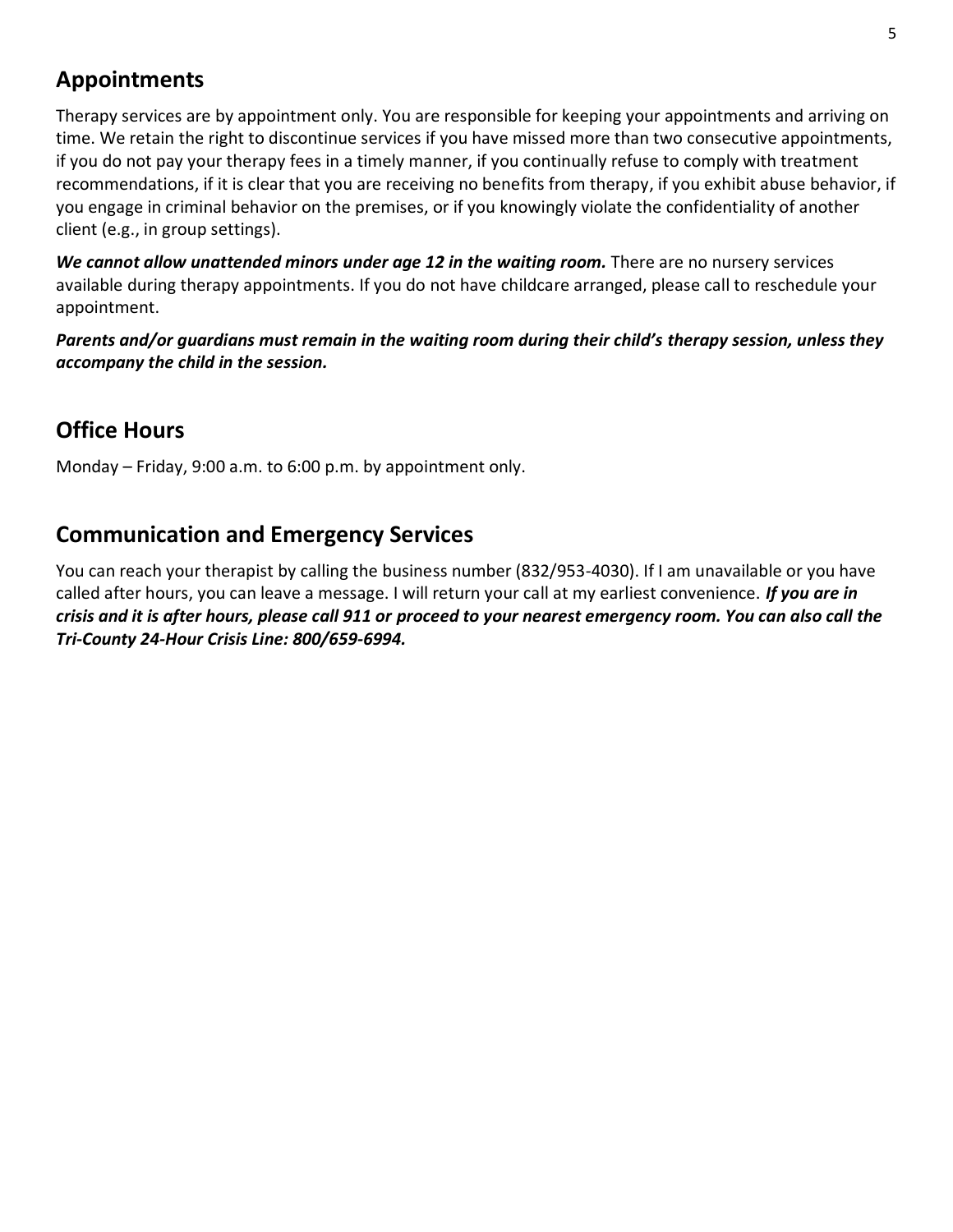## Appointments

Therapy services are by appointment only. You are responsible for keeping your appointments and arriving on time. We retain the right to discontinue services if you have missed more than two consecutive appointments, if you do not pay your therapy fees in a timely manner, if you continually refuse to comply with treatment recommendations, if it is clear that you are receiving no benefits from therapy, if you exhibit abuse behavior, if you engage in criminal behavior on the premises, or if you knowingly violate the confidentiality of another client (e.g., in group settings).

***We cannot allow unattended minors under age 12 in the waiting room.*** There are no nursery services available during therapy appointments. If you do not have childcare arranged, please call to reschedule your appointment.

***Parents and/or guardians must remain in the waiting room during their child's therapy session, unless they accompany the child in the session.***

## Office Hours

Monday – Friday, 9:00 a.m. to 6:00 p.m. by appointment only.

## Communication and Emergency Services

You can reach your therapist by calling the business number (832/953-4030). If I am unavailable or you have called after hours, you can leave a message. I will return your call at my earliest convenience. ***If you are in crisis and it is after hours, please call 911 or proceed to your nearest emergency room. You can also call the Tri-County 24-Hour Crisis Line: 800/659-6994.***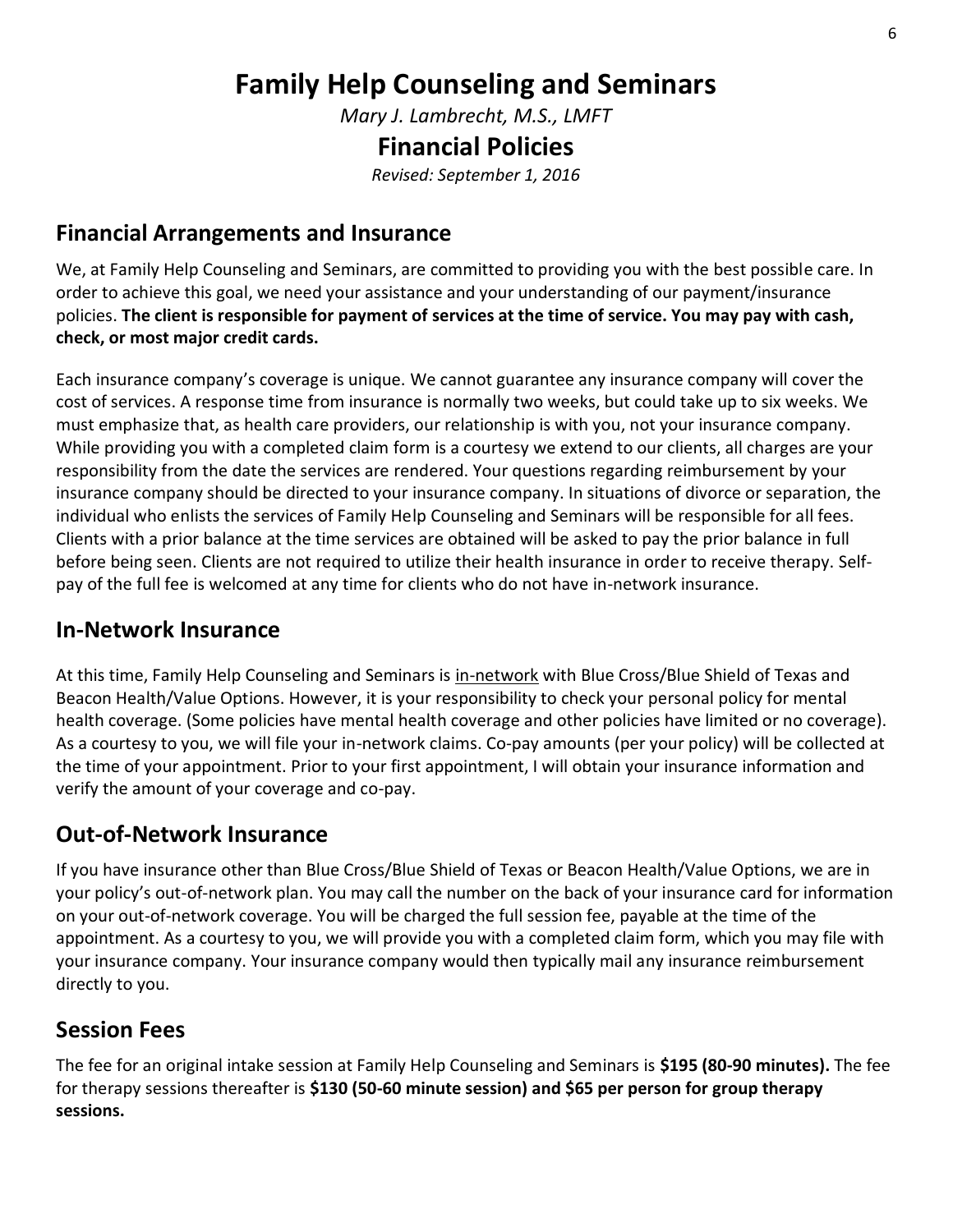# Family Help Counseling and Seminars

*Mary J. Lambrecht, M.S., LMFT*

## Financial Policies

*Revised: September 1, 2016*

## Financial Arrangements and Insurance

We, at Family Help Counseling and Seminars, are committed to providing you with the best possible care. In order to achieve this goal, we need your assistance and your understanding of our payment/insurance policies. **The client is responsible for payment of services at the time of service. You may pay with cash, check, or most major credit cards.**

Each insurance company's coverage is unique. We cannot guarantee any insurance company will cover the cost of services. A response time from insurance is normally two weeks, but could take up to six weeks. We must emphasize that, as health care providers, our relationship is with you, not your insurance company. While providing you with a completed claim form is a courtesy we extend to our clients, all charges are your responsibility from the date the services are rendered. Your questions regarding reimbursement by your insurance company should be directed to your insurance company. In situations of divorce or separation, the individual who enlists the services of Family Help Counseling and Seminars will be responsible for all fees. Clients with a prior balance at the time services are obtained will be asked to pay the prior balance in full before being seen. Clients are not required to utilize their health insurance in order to receive therapy. Self-pay of the full fee is welcomed at any time for clients who do not have in-network insurance.

## In-Network Insurance

At this time, Family Help Counseling and Seminars is in-network with Blue Cross/Blue Shield of Texas and Beacon Health/Value Options. However, it is your responsibility to check your personal policy for mental health coverage. (Some policies have mental health coverage and other policies have limited or no coverage). As a courtesy to you, we will file your in-network claims. Co-pay amounts (per your policy) will be collected at the time of your appointment. Prior to your first appointment, I will obtain your insurance information and verify the amount of your coverage and co-pay.

## Out-of-Network Insurance

If you have insurance other than Blue Cross/Blue Shield of Texas or Beacon Health/Value Options, we are in your policy's out-of-network plan. You may call the number on the back of your insurance card for information on your out-of-network coverage. You will be charged the full session fee, payable at the time of the appointment. As a courtesy to you, we will provide you with a completed claim form, which you may file with your insurance company. Your insurance company would then typically mail any insurance reimbursement directly to you.

## Session Fees

The fee for an original intake session at Family Help Counseling and Seminars is **$195 (80-90 minutes).** The fee for therapy sessions thereafter is **$130 (50-60 minute session) and $65 per person for group therapy sessions.**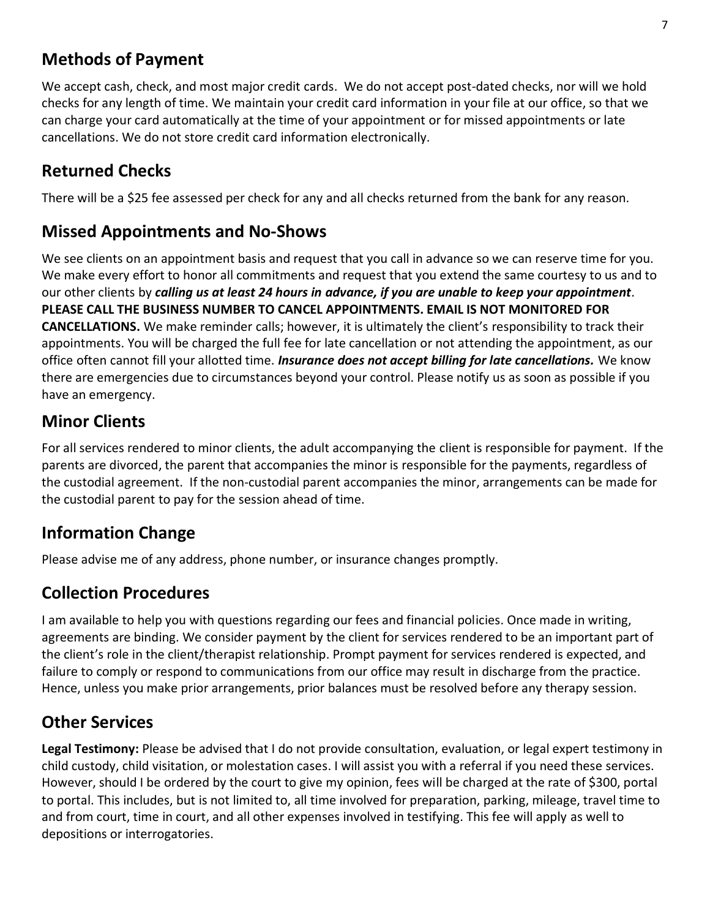## Methods of Payment

We accept cash, check, and most major credit cards. We do not accept post-dated checks, nor will we hold checks for any length of time. We maintain your credit card information in your file at our office, so that we can charge your card automatically at the time of your appointment or for missed appointments or late cancellations. We do not store credit card information electronically.

## Returned Checks

There will be a $25 fee assessed per check for any and all checks returned from the bank for any reason.

## Missed Appointments and No-Shows

We see clients on an appointment basis and request that you call in advance so we can reserve time for you. We make every effort to honor all commitments and request that you extend the same courtesy to us and to our other clients by ***calling us at least 24 hours in advance, if you are unable to keep your appointment***. **PLEASE CALL THE BUSINESS NUMBER TO CANCEL APPOINTMENTS. EMAIL IS NOT MONITORED FOR CANCELLATIONS.** We make reminder calls; however, it is ultimately the client's responsibility to track their appointments. You will be charged the full fee for late cancellation or not attending the appointment, as our office often cannot fill your allotted time. ***Insurance does not accept billing for late cancellations.*** We know there are emergencies due to circumstances beyond your control. Please notify us as soon as possible if you have an emergency.

## Minor Clients

For all services rendered to minor clients, the adult accompanying the client is responsible for payment. If the parents are divorced, the parent that accompanies the minor is responsible for the payments, regardless of the custodial agreement. If the non-custodial parent accompanies the minor, arrangements can be made for the custodial parent to pay for the session ahead of time.

## Information Change

Please advise me of any address, phone number, or insurance changes promptly.

## Collection Procedures

I am available to help you with questions regarding our fees and financial policies. Once made in writing, agreements are binding. We consider payment by the client for services rendered to be an important part of the client's role in the client/therapist relationship. Prompt payment for services rendered is expected, and failure to comply or respond to communications from our office may result in discharge from the practice. Hence, unless you make prior arrangements, prior balances must be resolved before any therapy session.

## Other Services

**Legal Testimony:** Please be advised that I do not provide consultation, evaluation, or legal expert testimony in child custody, child visitation, or molestation cases. I will assist you with a referral if you need these services. However, should I be ordered by the court to give my opinion, fees will be charged at the rate of $300, portal to portal. This includes, but is not limited to, all time involved for preparation, parking, mileage, travel time to and from court, time in court, and all other expenses involved in testifying. This fee will apply as well to depositions or interrogatories.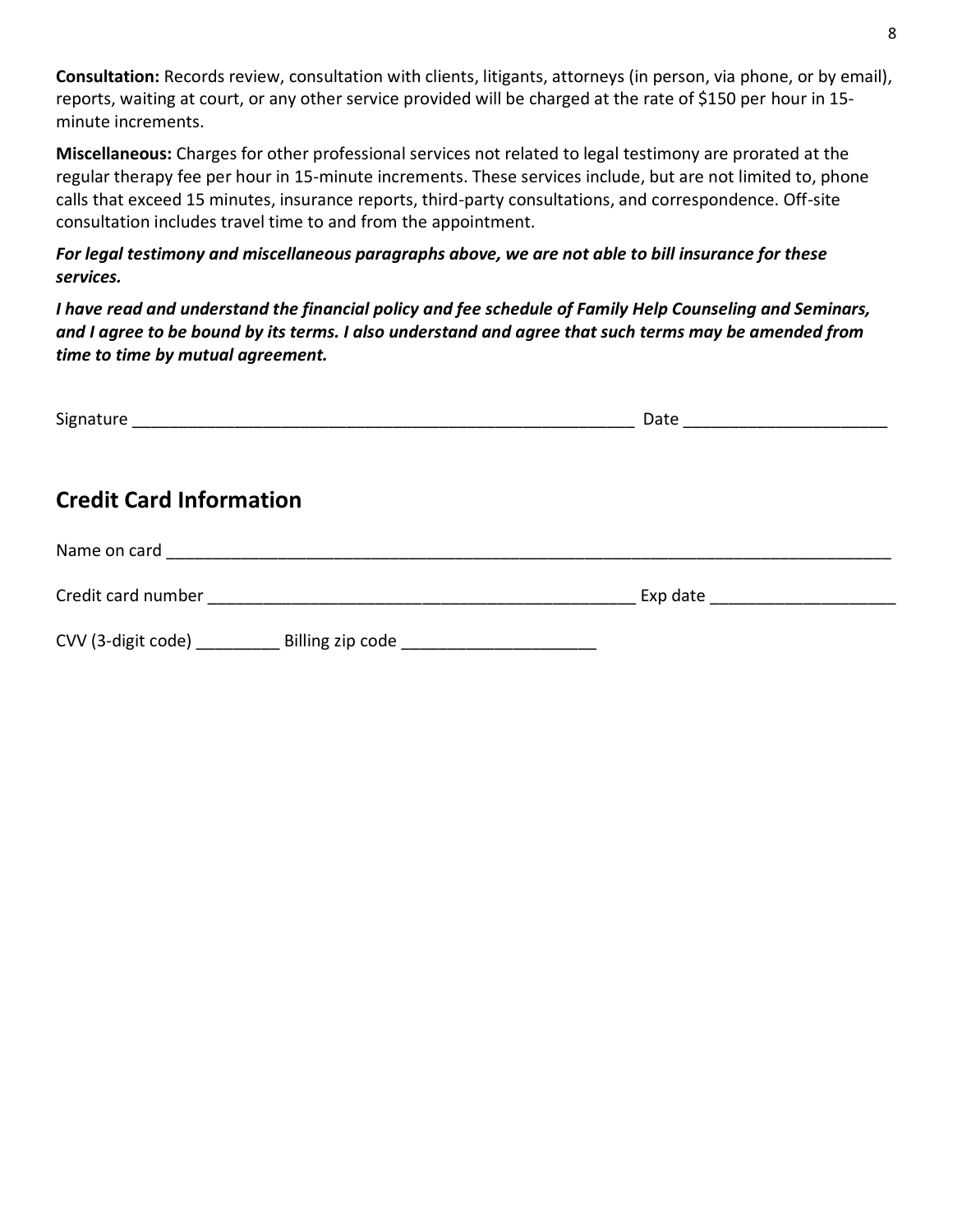**Consultation:** Records review, consultation with clients, litigants, attorneys (in person, via phone, or by email), reports, waiting at court, or any other service provided will be charged at the rate of $150 per hour in 15-minute increments.

**Miscellaneous:** Charges for other professional services not related to legal testimony are prorated at the regular therapy fee per hour in 15-minute increments. These services include, but are not limited to, phone calls that exceed 15 minutes, insurance reports, third-party consultations, and correspondence. Off-site consultation includes travel time to and from the appointment.

***For legal testimony and miscellaneous paragraphs above, we are not able to bill insurance for these services.***

***I have read and understand the financial policy and fee schedule of Family Help Counseling and Seminars, and I agree to be bound by its terms. I also understand and agree that such terms may be amended from time to time by mutual agreement.***

Signature ________________________________________________________ Date ______________________

## Credit Card Information

Name on card ________________________________________________________________________________

Credit card number ______________________________________________ Exp date ____________________

CVV (3-digit code) _________ Billing zip code _____________________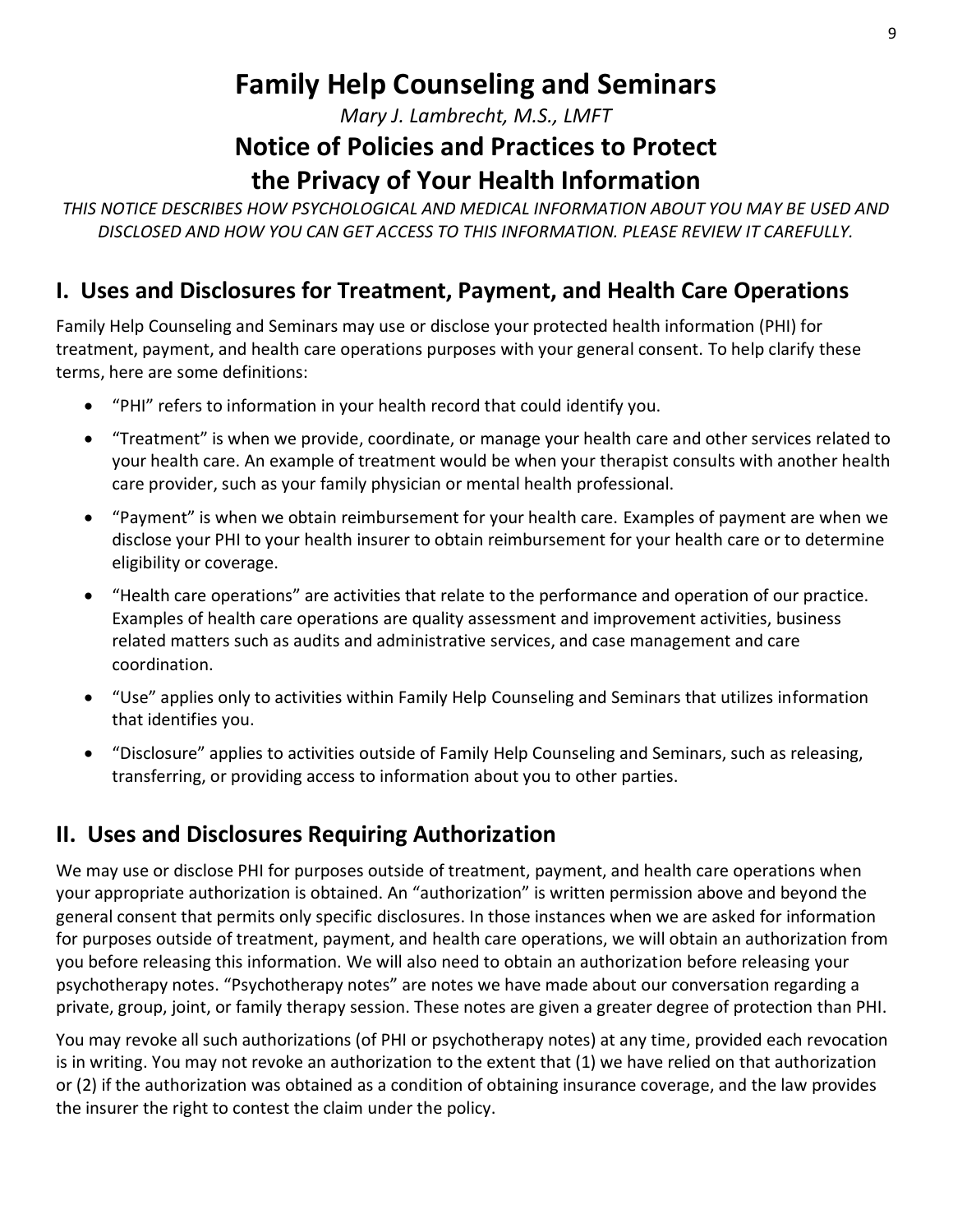# Family Help Counseling and Seminars

*Mary J. Lambrecht, M.S., LMFT*

## Notice of Policies and Practices to Protect the Privacy of Your Health Information

*THIS NOTICE DESCRIBES HOW PSYCHOLOGICAL AND MEDICAL INFORMATION ABOUT YOU MAY BE USED AND DISCLOSED AND HOW YOU CAN GET ACCESS TO THIS INFORMATION. PLEASE REVIEW IT CAREFULLY.*

## I. Uses and Disclosures for Treatment, Payment, and Health Care Operations

Family Help Counseling and Seminars may use or disclose your protected health information (PHI) for treatment, payment, and health care operations purposes with your general consent. To help clarify these terms, here are some definitions:

- "PHI" refers to information in your health record that could identify you.
- "Treatment" is when we provide, coordinate, or manage your health care and other services related to your health care. An example of treatment would be when your therapist consults with another health care provider, such as your family physician or mental health professional.
- "Payment" is when we obtain reimbursement for your health care. Examples of payment are when we disclose your PHI to your health insurer to obtain reimbursement for your health care or to determine eligibility or coverage.
- "Health care operations" are activities that relate to the performance and operation of our practice. Examples of health care operations are quality assessment and improvement activities, business related matters such as audits and administrative services, and case management and care coordination.
- "Use" applies only to activities within Family Help Counseling and Seminars that utilizes information that identifies you.
- "Disclosure" applies to activities outside of Family Help Counseling and Seminars, such as releasing, transferring, or providing access to information about you to other parties.

## II. Uses and Disclosures Requiring Authorization

We may use or disclose PHI for purposes outside of treatment, payment, and health care operations when your appropriate authorization is obtained. An "authorization" is written permission above and beyond the general consent that permits only specific disclosures. In those instances when we are asked for information for purposes outside of treatment, payment, and health care operations, we will obtain an authorization from you before releasing this information. We will also need to obtain an authorization before releasing your psychotherapy notes. "Psychotherapy notes" are notes we have made about our conversation regarding a private, group, joint, or family therapy session. These notes are given a greater degree of protection than PHI.

You may revoke all such authorizations (of PHI or psychotherapy notes) at any time, provided each revocation is in writing. You may not revoke an authorization to the extent that (1) we have relied on that authorization or (2) if the authorization was obtained as a condition of obtaining insurance coverage, and the law provides the insurer the right to contest the claim under the policy.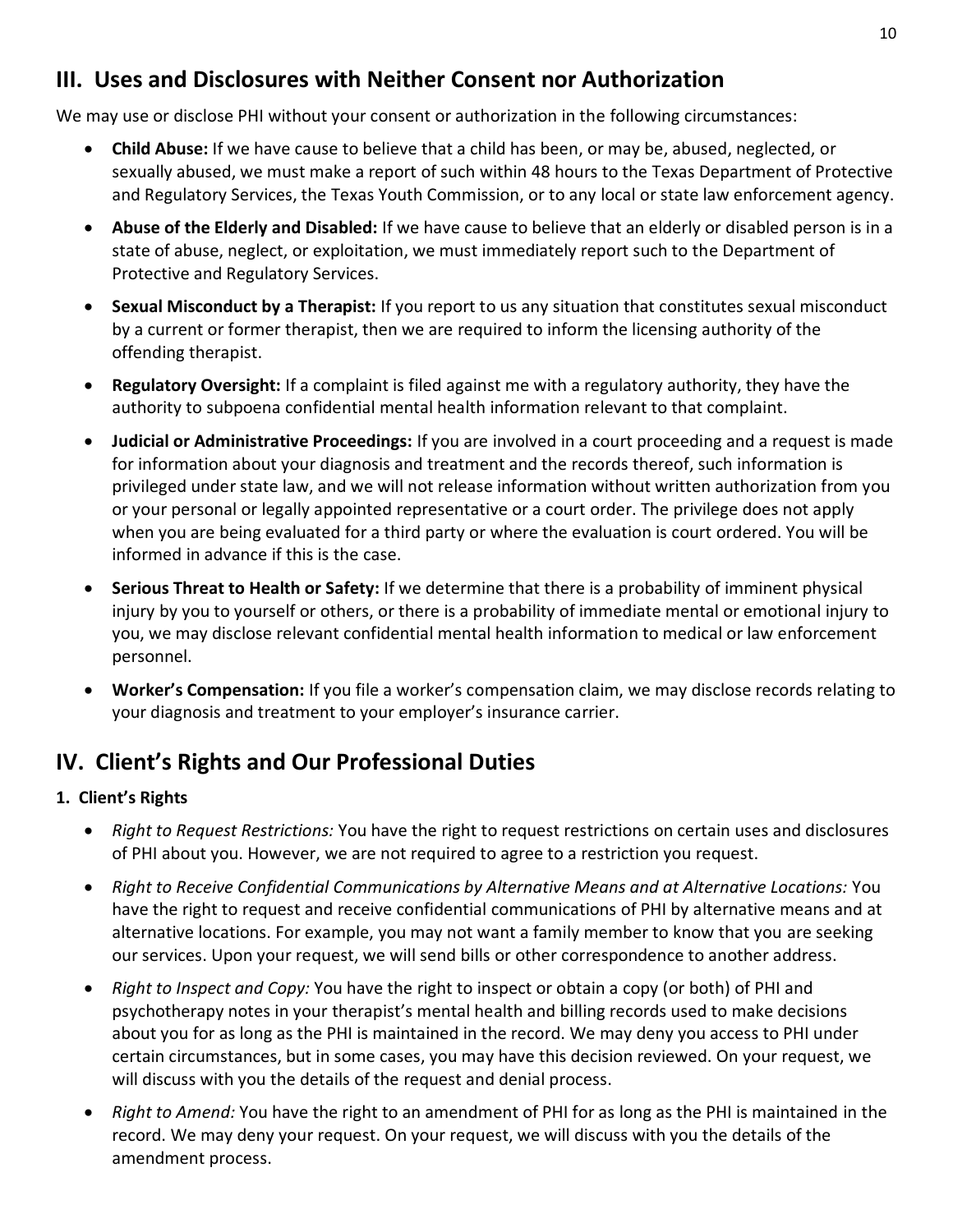## III. Uses and Disclosures with Neither Consent nor Authorization

We may use or disclose PHI without your consent or authorization in the following circumstances:

- **Child Abuse:** If we have cause to believe that a child has been, or may be, abused, neglected, or sexually abused, we must make a report of such within 48 hours to the Texas Department of Protective and Regulatory Services, the Texas Youth Commission, or to any local or state law enforcement agency.
- **Abuse of the Elderly and Disabled:** If we have cause to believe that an elderly or disabled person is in a state of abuse, neglect, or exploitation, we must immediately report such to the Department of Protective and Regulatory Services.
- **Sexual Misconduct by a Therapist:** If you report to us any situation that constitutes sexual misconduct by a current or former therapist, then we are required to inform the licensing authority of the offending therapist.
- **Regulatory Oversight:** If a complaint is filed against me with a regulatory authority, they have the authority to subpoena confidential mental health information relevant to that complaint.
- **Judicial or Administrative Proceedings:** If you are involved in a court proceeding and a request is made for information about your diagnosis and treatment and the records thereof, such information is privileged under state law, and we will not release information without written authorization from you or your personal or legally appointed representative or a court order. The privilege does not apply when you are being evaluated for a third party or where the evaluation is court ordered. You will be informed in advance if this is the case.
- **Serious Threat to Health or Safety:** If we determine that there is a probability of imminent physical injury by you to yourself or others, or there is a probability of immediate mental or emotional injury to you, we may disclose relevant confidential mental health information to medical or law enforcement personnel.
- **Worker's Compensation:** If you file a worker's compensation claim, we may disclose records relating to your diagnosis and treatment to your employer's insurance carrier.

## IV. Client's Rights and Our Professional Duties

### 1. Client's Rights

- *Right to Request Restrictions:* You have the right to request restrictions on certain uses and disclosures of PHI about you. However, we are not required to agree to a restriction you request.
- *Right to Receive Confidential Communications by Alternative Means and at Alternative Locations:* You have the right to request and receive confidential communications of PHI by alternative means and at alternative locations. For example, you may not want a family member to know that you are seeking our services. Upon your request, we will send bills or other correspondence to another address.
- *Right to Inspect and Copy:* You have the right to inspect or obtain a copy (or both) of PHI and psychotherapy notes in your therapist's mental health and billing records used to make decisions about you for as long as the PHI is maintained in the record. We may deny you access to PHI under certain circumstances, but in some cases, you may have this decision reviewed. On your request, we will discuss with you the details of the request and denial process.
- *Right to Amend:* You have the right to an amendment of PHI for as long as the PHI is maintained in the record. We may deny your request. On your request, we will discuss with you the details of the amendment process.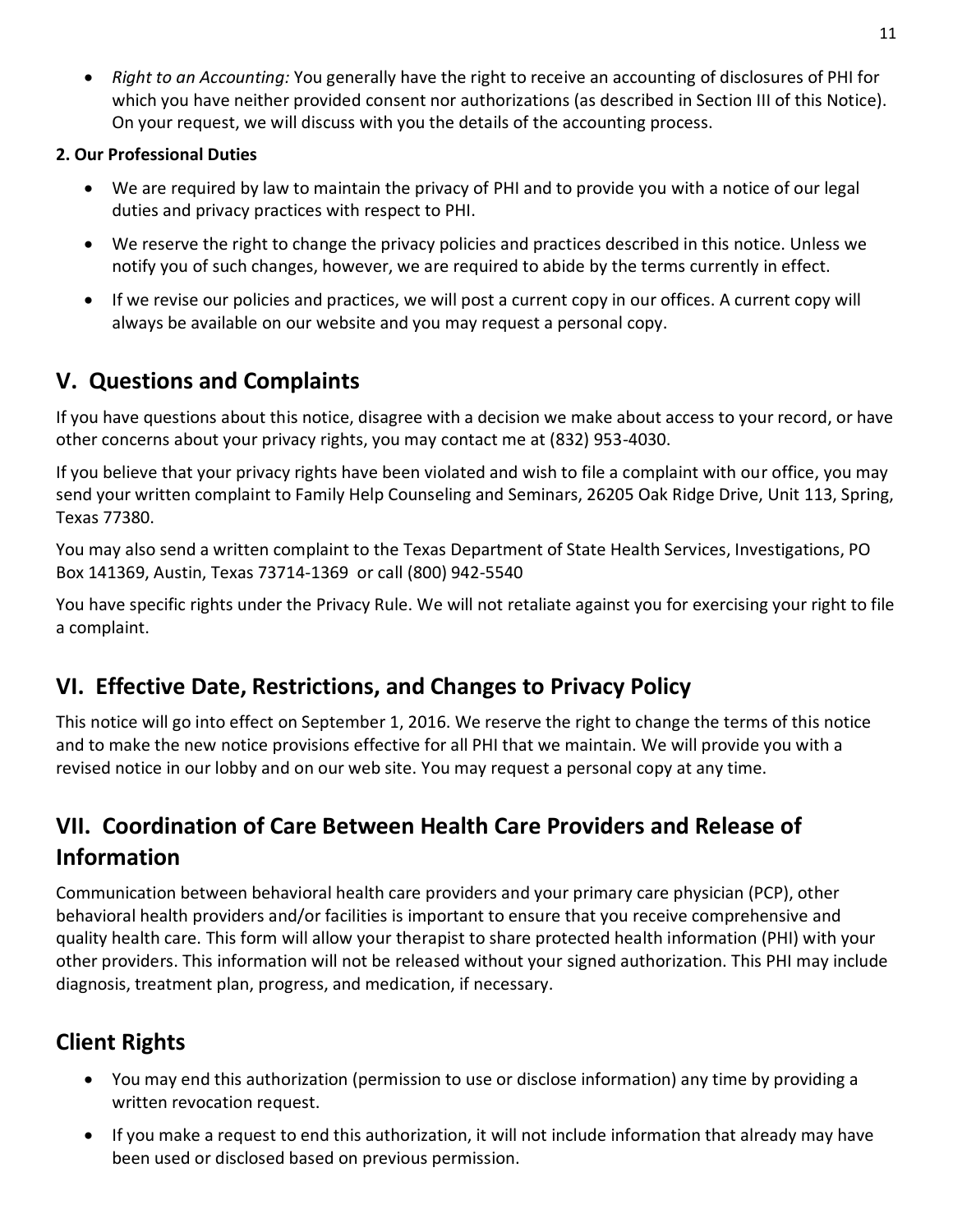- *Right to an Accounting:* You generally have the right to receive an accounting of disclosures of PHI for which you have neither provided consent nor authorizations (as described in Section III of this Notice). On your request, we will discuss with you the details of the accounting process.

**2. Our Professional Duties**

- We are required by law to maintain the privacy of PHI and to provide you with a notice of our legal duties and privacy practices with respect to PHI.
- We reserve the right to change the privacy policies and practices described in this notice. Unless we notify you of such changes, however, we are required to abide by the terms currently in effect.
- If we revise our policies and practices, we will post a current copy in our offices. A current copy will always be available on our website and you may request a personal copy.

## V. Questions and Complaints

If you have questions about this notice, disagree with a decision we make about access to your record, or have other concerns about your privacy rights, you may contact me at (832) 953-4030.

If you believe that your privacy rights have been violated and wish to file a complaint with our office, you may send your written complaint to Family Help Counseling and Seminars, 26205 Oak Ridge Drive, Unit 113, Spring, Texas 77380.

You may also send a written complaint to the Texas Department of State Health Services, Investigations, PO Box 141369, Austin, Texas 73714-1369 or call (800) 942-5540

You have specific rights under the Privacy Rule. We will not retaliate against you for exercising your right to file a complaint.

## VI. Effective Date, Restrictions, and Changes to Privacy Policy

This notice will go into effect on September 1, 2016. We reserve the right to change the terms of this notice and to make the new notice provisions effective for all PHI that we maintain. We will provide you with a revised notice in our lobby and on our web site. You may request a personal copy at any time.

## VII. Coordination of Care Between Health Care Providers and Release of Information

Communication between behavioral health care providers and your primary care physician (PCP), other behavioral health providers and/or facilities is important to ensure that you receive comprehensive and quality health care. This form will allow your therapist to share protected health information (PHI) with your other providers. This information will not be released without your signed authorization. This PHI may include diagnosis, treatment plan, progress, and medication, if necessary.

## Client Rights

- You may end this authorization (permission to use or disclose information) any time by providing a written revocation request.
- If you make a request to end this authorization, it will not include information that already may have been used or disclosed based on previous permission.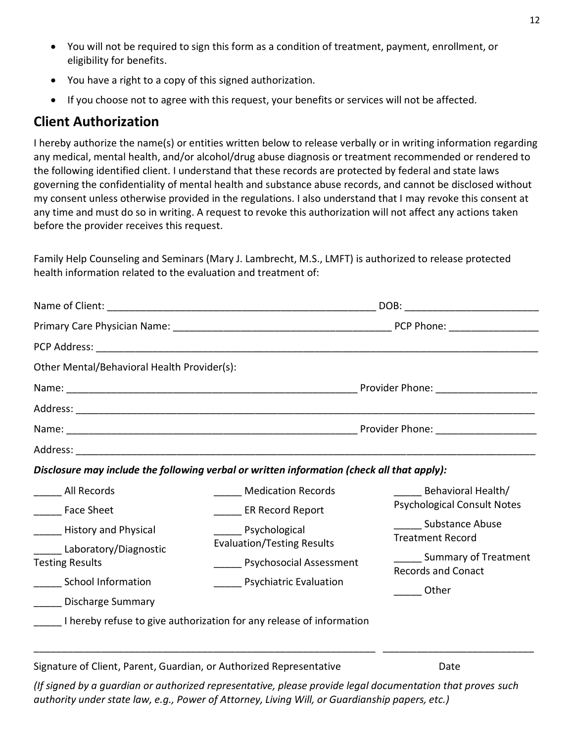- You will not be required to sign this form as a condition of treatment, payment, enrollment, or eligibility for benefits.
- You have a right to a copy of this signed authorization.
- If you choose not to agree with this request, your benefits or services will not be affected.

## Client Authorization

I hereby authorize the name(s) or entities written below to release verbally or in writing information regarding any medical, mental health, and/or alcohol/drug abuse diagnosis or treatment recommended or rendered to the following identified client. I understand that these records are protected by federal and state laws governing the confidentiality of mental health and substance abuse records, and cannot be disclosed without my consent unless otherwise provided in the regulations. I also understand that I may revoke this consent at any time and must do so in writing. A request to revoke this authorization will not affect any actions taken before the provider receives this request.

Family Help Counseling and Seminars (Mary J. Lambrecht, M.S., LMFT) is authorized to release protected health information related to the evaluation and treatment of:

Name of Client: ________________________________________________ DOB: ________________________

Primary Care Physician Name: _______________________________________ PCP Phone: ________________

PCP Address: ________________________________________________________________________________

Other Mental/Behavioral Health Provider(s):

Name: _____________________________________________________ Provider Phone: __________________

Address: ____________________________________________________________________________________

Name: _____________________________________________________ Provider Phone: __________________

Address: ____________________________________________________________________________________

***Disclosure may include the following verbal or written information (check all that apply):***

_____ All Records

_____ Face Sheet

_____ History and Physical

_____ Laboratory/Diagnostic Testing Results

_____ School Information

_____ Discharge Summary

_____ Medication Records

_____ ER Record Report

_____ Psychological Evaluation/Testing Results

_____ Psychosocial Assessment

_____ Psychiatric Evaluation

_____ Behavioral Health/ Psychological Consult Notes

_____ Substance Abuse Treatment Record

_____ Summary of Treatment Records and Conact

_____ Other

_____ I hereby refuse to give authorization for any release of information

______________________________________________________________ ___________________________

Signature of Client, Parent, Guardian, or Authorized Representative Date

*(If signed by a guardian or authorized representative, please provide legal documentation that proves such authority under state law, e.g., Power of Attorney, Living Will, or Guardianship papers, etc.)*